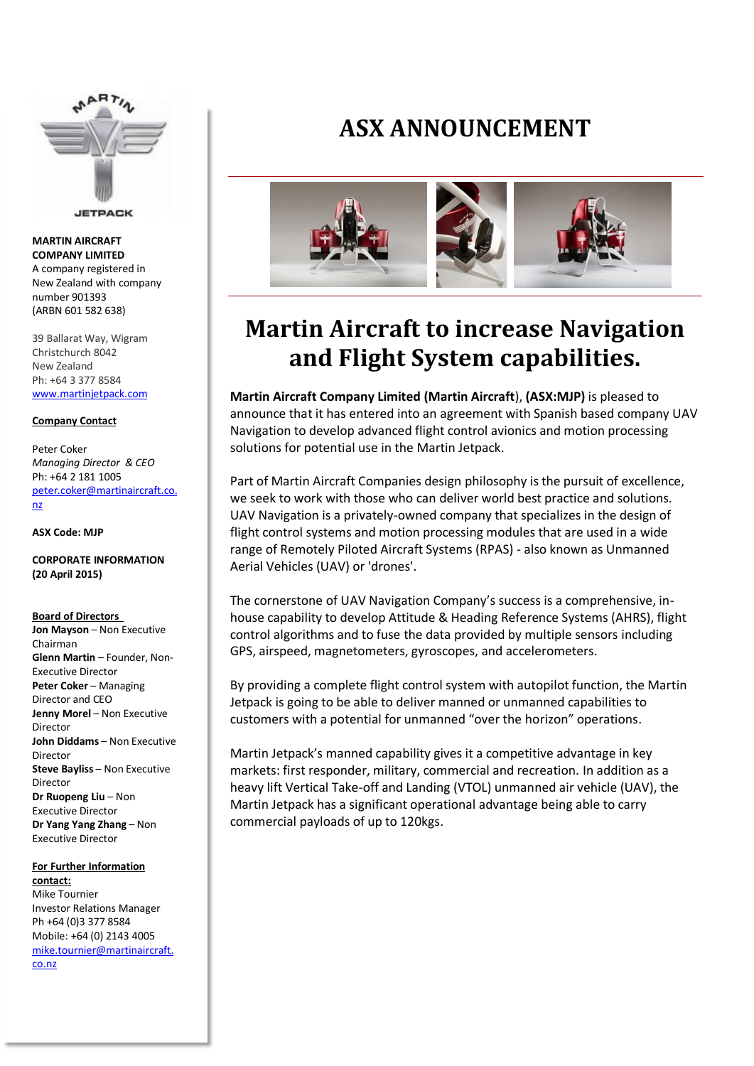# ASX ANNOUNCEMENT

## Martin Aircraft to increase Navigation and Flight System capabilities.

**Martin Aircraft Company Limited (Martin Aircraft**), **(ASX:MJP)** is pleased to announce that it has entered into an agreement with Spanish based company UAV Navigation to develop advanced flight control avionics and motion processing solutions for potential use in the Martin Jetpack.

Part of Martin Aircraft Companies design philosophy is the pursuit of excellence, we seek to work with those who can deliver world best practice and solutions. UAV Navigation is a privately-owned company that specializes in the design of flight control systems and motion processing modules that are used in a wide range of Remotely Piloted Aircraft Systems (RPAS) - also known as Unmanned Aerial Vehicles (UAV) or 'drones'.

The cornerstone of UAV Navigation Company's success is a comprehensive, in-house capability to develop Attitude & Heading Reference Systems (AHRS), flight control algorithms and to fuse the data provided by multiple sensors including GPS, airspeed, magnetometers, gyroscopes, and accelerometers.

By providing a complete flight control system with autopilot function, the Martin Jetpack is going to be able to deliver manned or unmanned capabilities to customers with a potential for unmanned "over the horizon" operations.

Martin Jetpack's manned capability gives it a competitive advantage in key markets: first responder, military, commercial and recreation. In addition as a heavy lift Vertical Take-off and Landing (VTOL) unmanned air vehicle (UAV), the Martin Jetpack has a significant operational advantage being able to carry commercial payloads of up to 120kgs.

---

MARTIN JETPACK

**MARTIN AIRCRAFT COMPANY LIMITED**
A company registered in New Zealand with company number 901393
(ARBN 601 582 638)

39 Ballarat Way, Wigram
Christchurch 8042
New Zealand
Ph: +64 3 377 8584
www.martinjetpack.com

**Company Contact**

Peter Coker
*Managing Director & CEO*
Ph: +64 2 181 1005
peter.coker@martinaircraft.co.nz

**ASX Code: MJP**

**CORPORATE INFORMATION (20 April 2015)**

**Board of Directors**
**Jon Mayson** – Non Executive Chairman
**Glenn Martin** – Founder, Non-Executive Director
**Peter Coker** – Managing Director and CEO
**Jenny Morel** – Non Executive Director
**John Diddams** – Non Executive Director
**Steve Bayliss** – Non Executive Director
**Dr Ruopeng Liu** – Non Executive Director
**Dr Yang Yang Zhang** – Non Executive Director

**For Further Information contact:**
Mike Tournier
Investor Relations Manager
Ph +64 (0)3 377 8584
Mobile: +64 (0) 2143 4005
mike.tournier@martinaircraft.co.nz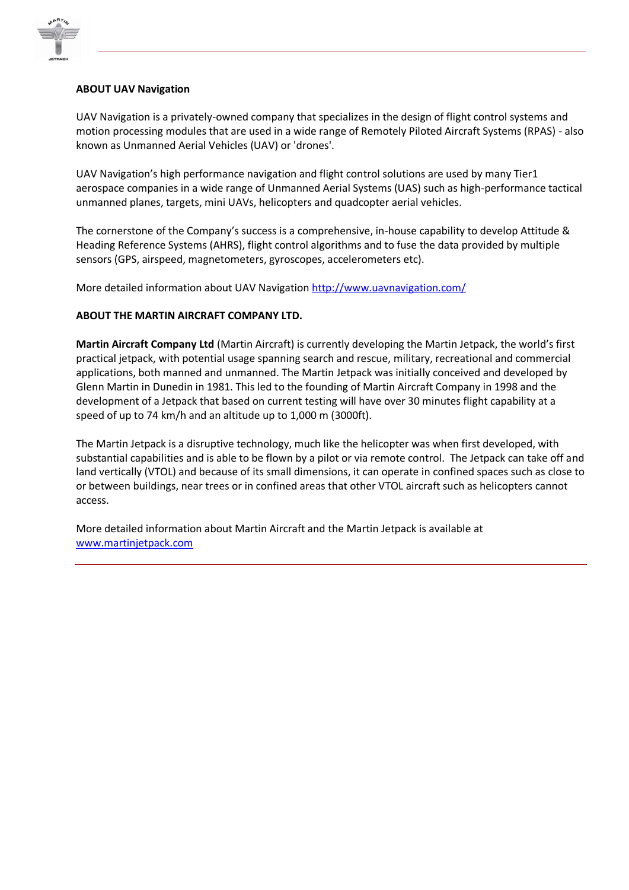**ABOUT UAV Navigation**

UAV Navigation is a privately-owned company that specializes in the design of flight control systems and motion processing modules that are used in a wide range of Remotely Piloted Aircraft Systems (RPAS) - also known as Unmanned Aerial Vehicles (UAV) or 'drones'.

UAV Navigation's high performance navigation and flight control solutions are used by many Tier1 aerospace companies in a wide range of Unmanned Aerial Systems (UAS) such as high-performance tactical unmanned planes, targets, mini UAVs, helicopters and quadcopter aerial vehicles.

The cornerstone of the Company's success is a comprehensive, in-house capability to develop Attitude & Heading Reference Systems (AHRS), flight control algorithms and to fuse the data provided by multiple sensors (GPS, airspeed, magnetometers, gyroscopes, accelerometers etc).

More detailed information about UAV Navigation http://www.uavnavigation.com/

**ABOUT THE MARTIN AIRCRAFT COMPANY LTD.**

**Martin Aircraft Company Ltd** (Martin Aircraft) is currently developing the Martin Jetpack, the world's first practical jetpack, with potential usage spanning search and rescue, military, recreational and commercial applications, both manned and unmanned. The Martin Jetpack was initially conceived and developed by Glenn Martin in Dunedin in 1981. This led to the founding of Martin Aircraft Company in 1998 and the development of a Jetpack that based on current testing will have over 30 minutes flight capability at a speed of up to 74 km/h and an altitude up to 1,000 m (3000ft).

The Martin Jetpack is a disruptive technology, much like the helicopter was when first developed, with substantial capabilities and is able to be flown by a pilot or via remote control. The Jetpack can take off and land vertically (VTOL) and because of its small dimensions, it can operate in confined spaces such as close to or between buildings, near trees or in confined areas that other VTOL aircraft such as helicopters cannot access.

More detailed information about Martin Aircraft and the Martin Jetpack is available at www.martinjetpack.com